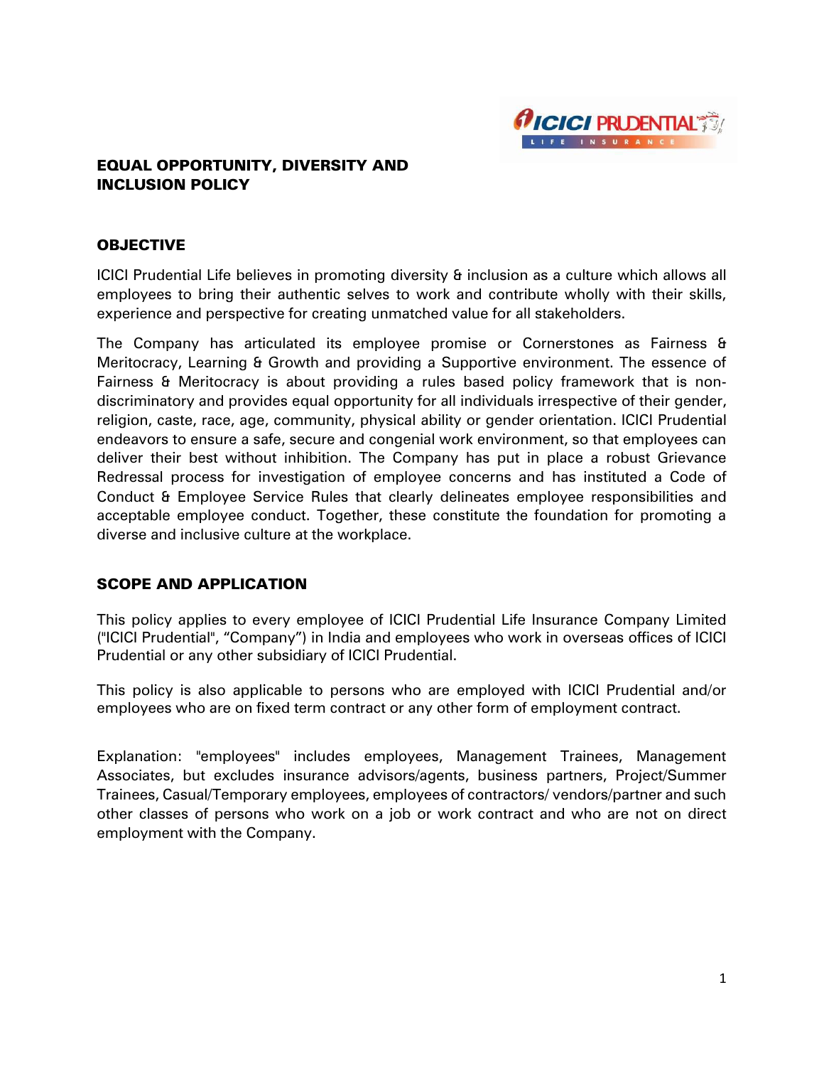# EQUAL OPPORTUNITY, DIVERSITY AND INCLUSION POLICY

## OBJECTIVE

ICICI Prudential Life believes in promoting diversity & inclusion as a culture which allows all employees to bring their authentic selves to work and contribute wholly with their skills, experience and perspective for creating unmatched value for all stakeholders.

The Company has articulated its employee promise or Cornerstones as Fairness & Meritocracy, Learning & Growth and providing a Supportive environment. The essence of Fairness & Meritocracy is about providing a rules based policy framework that is non-discriminatory and provides equal opportunity for all individuals irrespective of their gender, religion, caste, race, age, community, physical ability or gender orientation. ICICI Prudential endeavors to ensure a safe, secure and congenial work environment, so that employees can deliver their best without inhibition. The Company has put in place a robust Grievance Redressal process for investigation of employee concerns and has instituted a Code of Conduct & Employee Service Rules that clearly delineates employee responsibilities and acceptable employee conduct. Together, these constitute the foundation for promoting a diverse and inclusive culture at the workplace.

## SCOPE AND APPLICATION

This policy applies to every employee of ICICI Prudential Life Insurance Company Limited ("ICICI Prudential", "Company") in India and employees who work in overseas offices of ICICI Prudential or any other subsidiary of ICICI Prudential.

This policy is also applicable to persons who are employed with ICICI Prudential and/or employees who are on fixed term contract or any other form of employment contract.

Explanation: "employees" includes employees, Management Trainees, Management Associates, but excludes insurance advisors/agents, business partners, Project/Summer Trainees, Casual/Temporary employees, employees of contractors/ vendors/partner and such other classes of persons who work on a job or work contract and who are not on direct employment with the Company.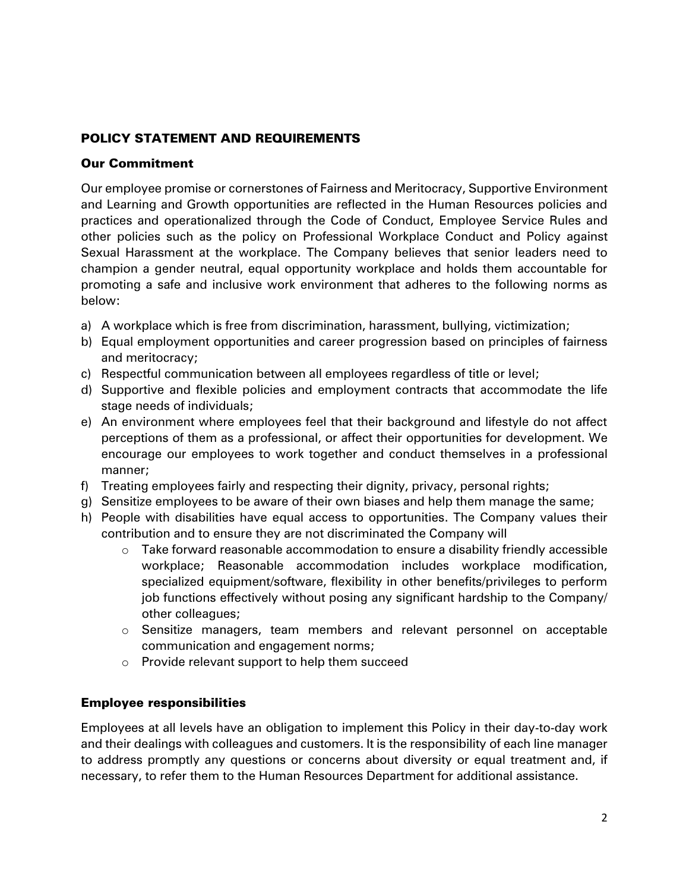## POLICY STATEMENT AND REQUIREMENTS

### Our Commitment

Our employee promise or cornerstones of Fairness and Meritocracy, Supportive Environment and Learning and Growth opportunities are reflected in the Human Resources policies and practices and operationalized through the Code of Conduct, Employee Service Rules and other policies such as the policy on Professional Workplace Conduct and Policy against Sexual Harassment at the workplace. The Company believes that senior leaders need to champion a gender neutral, equal opportunity workplace and holds them accountable for promoting a safe and inclusive work environment that adheres to the following norms as below:

a) A workplace which is free from discrimination, harassment, bullying, victimization;
b) Equal employment opportunities and career progression based on principles of fairness and meritocracy;
c) Respectful communication between all employees regardless of title or level;
d) Supportive and flexible policies and employment contracts that accommodate the life stage needs of individuals;
e) An environment where employees feel that their background and lifestyle do not affect perceptions of them as a professional, or affect their opportunities for development. We encourage our employees to work together and conduct themselves in a professional manner;
f) Treating employees fairly and respecting their dignity, privacy, personal rights;
g) Sensitize employees to be aware of their own biases and help them manage the same;
h) People with disabilities have equal access to opportunities. The Company values their contribution and to ensure they are not discriminated the Company will
    - Take forward reasonable accommodation to ensure a disability friendly accessible workplace; Reasonable accommodation includes workplace modification, specialized equipment/software, flexibility in other benefits/privileges to perform job functions effectively without posing any significant hardship to the Company/ other colleagues;
    - Sensitize managers, team members and relevant personnel on acceptable communication and engagement norms;
    - Provide relevant support to help them succeed

### Employee responsibilities

Employees at all levels have an obligation to implement this Policy in their day-to-day work and their dealings with colleagues and customers. It is the responsibility of each line manager to address promptly any questions or concerns about diversity or equal treatment and, if necessary, to refer them to the Human Resources Department for additional assistance.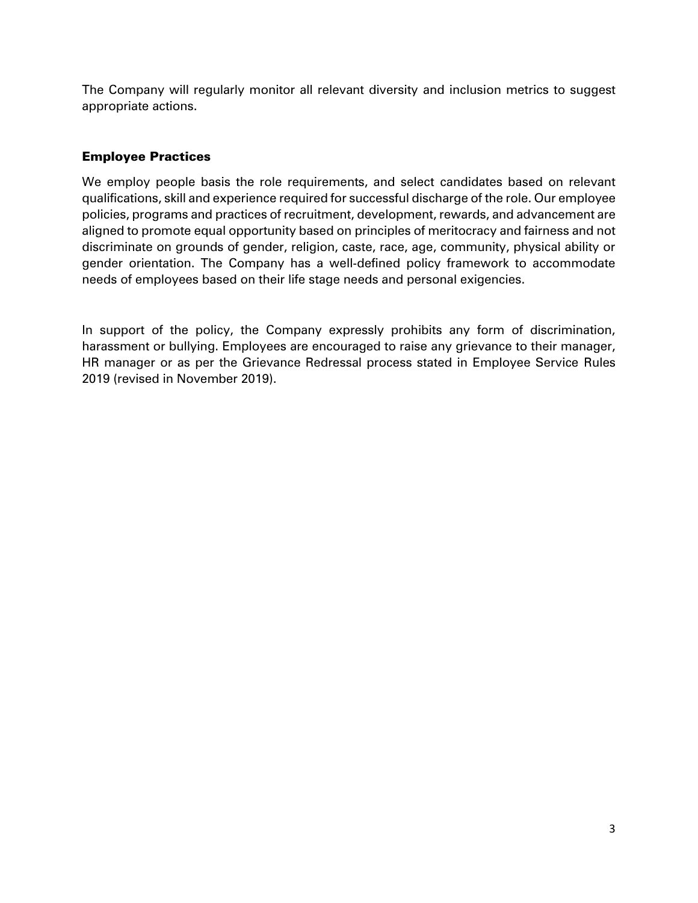The Company will regularly monitor all relevant diversity and inclusion metrics to suggest appropriate actions.

## Employee Practices

We employ people basis the role requirements, and select candidates based on relevant qualifications, skill and experience required for successful discharge of the role. Our employee policies, programs and practices of recruitment, development, rewards, and advancement are aligned to promote equal opportunity based on principles of meritocracy and fairness and not discriminate on grounds of gender, religion, caste, race, age, community, physical ability or gender orientation. The Company has a well-defined policy framework to accommodate needs of employees based on their life stage needs and personal exigencies.

In support of the policy, the Company expressly prohibits any form of discrimination, harassment or bullying. Employees are encouraged to raise any grievance to their manager, HR manager or as per the Grievance Redressal process stated in Employee Service Rules 2019 (revised in November 2019).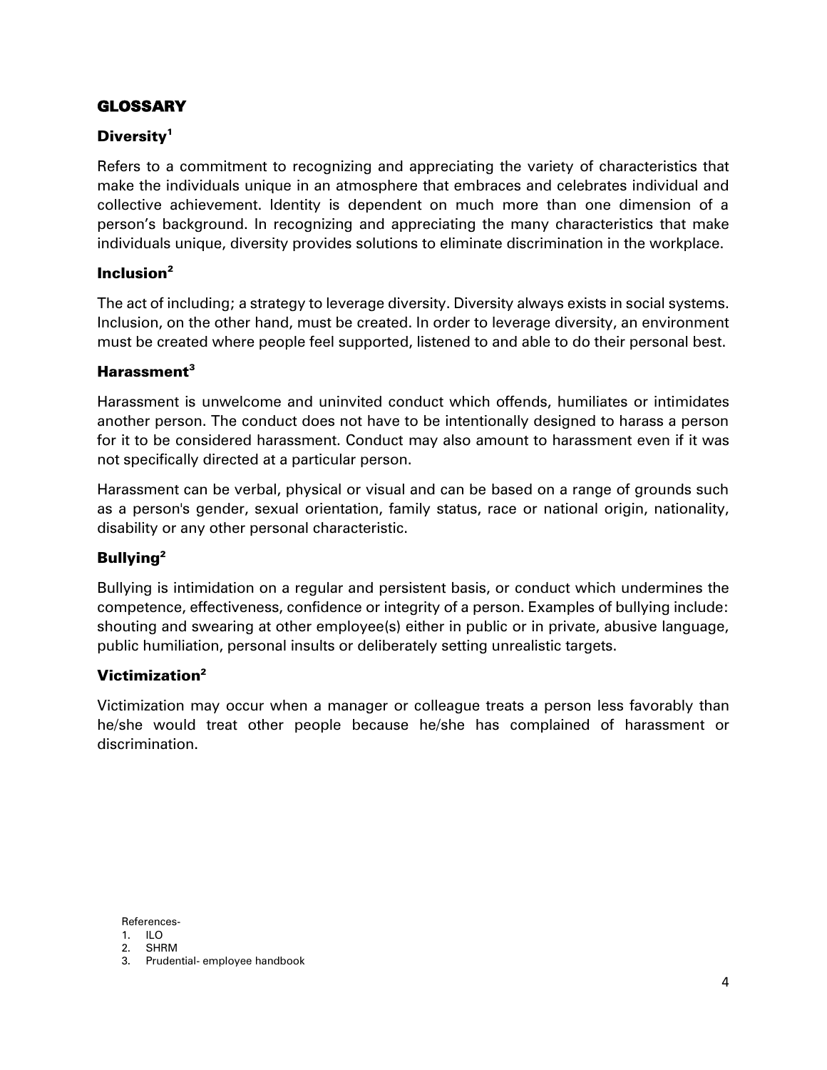## GLOSSARY

### Diversity[1]

Refers to a commitment to recognizing and appreciating the variety of characteristics that make the individuals unique in an atmosphere that embraces and celebrates individual and collective achievement. Identity is dependent on much more than one dimension of a person's background. In recognizing and appreciating the many characteristics that make individuals unique, diversity provides solutions to eliminate discrimination in the workplace.

### Inclusion[2]

The act of including; a strategy to leverage diversity. Diversity always exists in social systems. Inclusion, on the other hand, must be created. In order to leverage diversity, an environment must be created where people feel supported, listened to and able to do their personal best.

### Harassment[3]

Harassment is unwelcome and uninvited conduct which offends, humiliates or intimidates another person. The conduct does not have to be intentionally designed to harass a person for it to be considered harassment. Conduct may also amount to harassment even if it was not specifically directed at a particular person.

Harassment can be verbal, physical or visual and can be based on a range of grounds such as a person's gender, sexual orientation, family status, race or national origin, nationality, disability or any other personal characteristic.

### Bullying[2]

Bullying is intimidation on a regular and persistent basis, or conduct which undermines the competence, effectiveness, confidence or integrity of a person. Examples of bullying include: shouting and swearing at other employee(s) either in public or in private, abusive language, public humiliation, personal insults or deliberately setting unrealistic targets.

### Victimization[2]

Victimization may occur when a manager or colleague treats a person less favorably than he/she would treat other people because he/she has complained of harassment or discrimination.

References-

1. ILO
2. SHRM
3. Prudential- employee handbook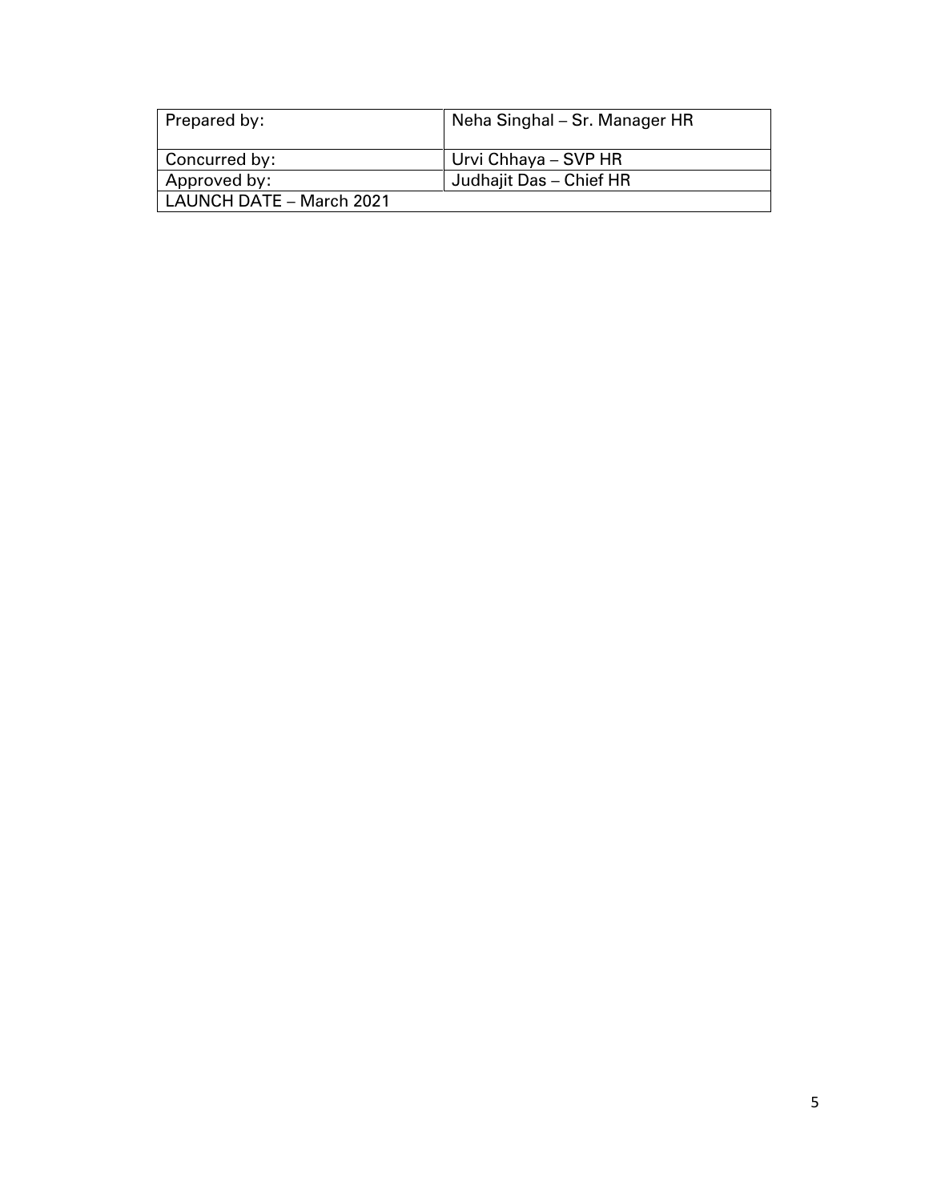| | |
|---|---|
| Prepared by: | Neha Singhal – Sr. Manager HR |
| Concurred by: | Urvi Chhaya – SVP HR |
| Approved by: | Judhajit Das – Chief HR |
| LAUNCH DATE – March 2021 | |